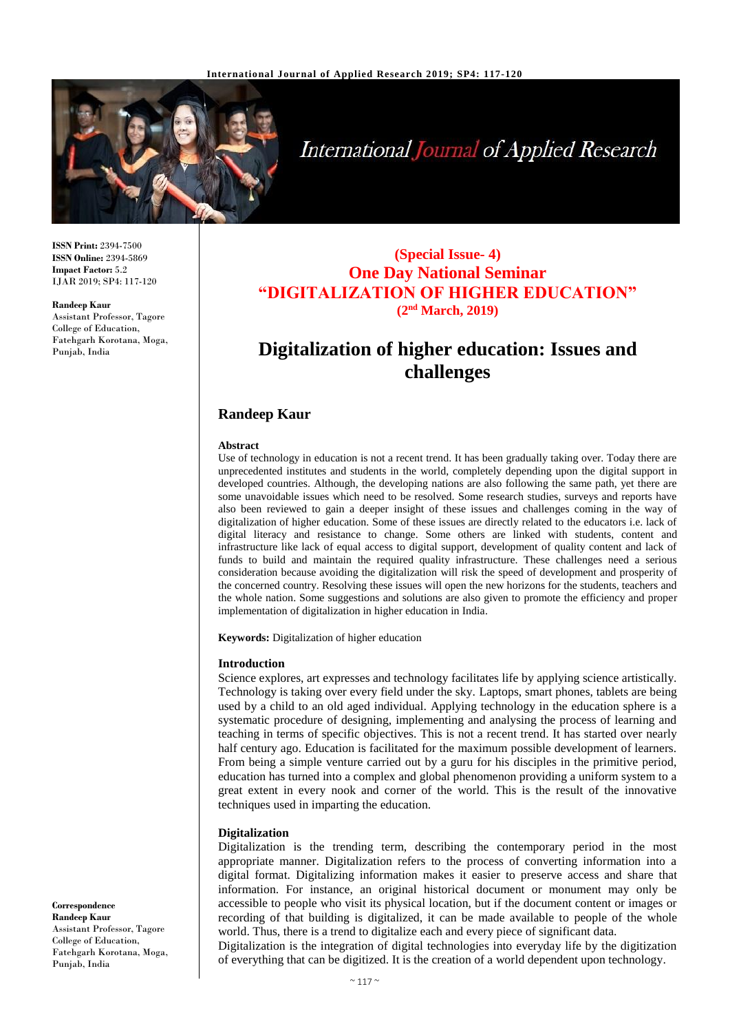ISSN Print: 2394-7500
ISSN Online: 2394-5869
Impact Factor: 5.2
IJAR 2019; SP4: 117-120

**Randeep Kaur**
Assistant Professor, Tagore College of Education, Fatehgarh Korotana, Moga, Punjab, India

**Correspondence**
**Randeep Kaur**
Assistant Professor, Tagore College of Education, Fatehgarh Korotana, Moga, Punjab, India

**(Special Issue- 4)**
**One Day National Seminar**
**"DIGITALIZATION OF HIGHER EDUCATION"**
**(2nd March, 2019)**

# Digitalization of higher education: Issues and challenges

## Randeep Kaur

**Abstract**

Use of technology in education is not a recent trend. It has been gradually taking over. Today there are unprecedented institutes and students in the world, completely depending upon the digital support in developed countries. Although, the developing nations are also following the same path, yet there are some unavoidable issues which need to be resolved. Some research studies, surveys and reports have also been reviewed to gain a deeper insight of these issues and challenges coming in the way of digitalization of higher education. Some of these issues are directly related to the educators i.e. lack of digital literacy and resistance to change. Some others are linked with students, content and infrastructure like lack of equal access to digital support, development of quality content and lack of funds to build and maintain the required quality infrastructure. These challenges need a serious consideration because avoiding the digitalization will risk the speed of development and prosperity of the concerned country. Resolving these issues will open the new horizons for the students, teachers and the whole nation. Some suggestions and solutions are also given to promote the efficiency and proper implementation of digitalization in higher education in India.

**Keywords:** Digitalization of higher education

### Introduction

Science explores, art expresses and technology facilitates life by applying science artistically. Technology is taking over every field under the sky. Laptops, smart phones, tablets are being used by a child to an old aged individual. Applying technology in the education sphere is a systematic procedure of designing, implementing and analysing the process of learning and teaching in terms of specific objectives. This is not a recent trend. It has started over nearly half century ago. Education is facilitated for the maximum possible development of learners. From being a simple venture carried out by a guru for his disciples in the primitive period, education has turned into a complex and global phenomenon providing a uniform system to a great extent in every nook and corner of the world. This is the result of the innovative techniques used in imparting the education.

### Digitalization

Digitalization is the trending term, describing the contemporary period in the most appropriate manner. Digitalization refers to the process of converting information into a digital format. Digitalizing information makes it easier to preserve access and share that information. For instance, an original historical document or monument may only be accessible to people who visit its physical location, but if the document content or images or recording of that building is digitalized, it can be made available to people of the whole world. Thus, there is a trend to digitalize each and every piece of significant data.

Digitalization is the integration of digital technologies into everyday life by the digitization of everything that can be digitized. It is the creation of a world dependent upon technology.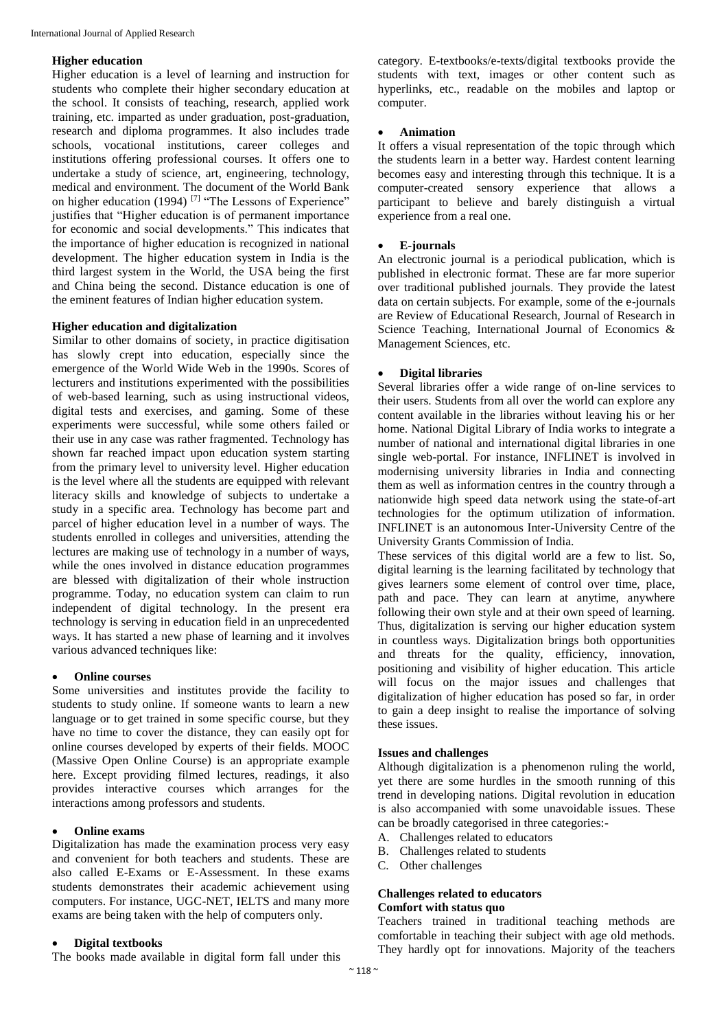### Higher education

Higher education is a level of learning and instruction for students who complete their higher secondary education at the school. It consists of teaching, research, applied work training, etc. imparted as under graduation, post-graduation, research and diploma programmes. It also includes trade schools, vocational institutions, career colleges and institutions offering professional courses. It offers one to undertake a study of science, art, engineering, technology, medical and environment. The document of the World Bank on higher education (1994) [7] "The Lessons of Experience" justifies that "Higher education is of permanent importance for economic and social developments." This indicates that the importance of higher education is recognized in national development. The higher education system in India is the third largest system in the World, the USA being the first and China being the second. Distance education is one of the eminent features of Indian higher education system.

### Higher education and digitalization

Similar to other domains of society, in practice digitisation has slowly crept into education, especially since the emergence of the World Wide Web in the 1990s. Scores of lecturers and institutions experimented with the possibilities of web-based learning, such as using instructional videos, digital tests and exercises, and gaming. Some of these experiments were successful, while some others failed or their use in any case was rather fragmented. Technology has shown far reached impact upon education system starting from the primary level to university level. Higher education is the level where all the students are equipped with relevant literacy skills and knowledge of subjects to undertake a study in a specific area. Technology has become part and parcel of higher education level in a number of ways. The students enrolled in colleges and universities, attending the lectures are making use of technology in a number of ways, while the ones involved in distance education programmes are blessed with digitalization of their whole instruction programme. Today, no education system can claim to run independent of digital technology. In the present era technology is serving in education field in an unprecedented ways. It has started a new phase of learning and it involves various advanced techniques like:

- **Online courses**

Some universities and institutes provide the facility to students to study online. If someone wants to learn a new language or to get trained in some specific course, but they have no time to cover the distance, they can easily opt for online courses developed by experts of their fields. MOOC (Massive Open Online Course) is an appropriate example here. Except providing filmed lectures, readings, it also provides interactive courses which arranges for the interactions among professors and students.

- **Online exams**

Digitalization has made the examination process very easy and convenient for both teachers and students. These are also called E-Exams or E-Assessment. In these exams students demonstrates their academic achievement using computers. For instance, UGC-NET, IELTS and many more exams are being taken with the help of computers only.

- **Digital textbooks**

The books made available in digital form fall under this category. E-textbooks/e-texts/digital textbooks provide the students with text, images or other content such as hyperlinks, etc., readable on the mobiles and laptop or computer.

- **Animation**

It offers a visual representation of the topic through which the students learn in a better way. Hardest content learning becomes easy and interesting through this technique. It is a computer-created sensory experience that allows a participant to believe and barely distinguish a virtual experience from a real one.

- **E-journals**

An electronic journal is a periodical publication, which is published in electronic format. These are far more superior over traditional published journals. They provide the latest data on certain subjects. For example, some of the e-journals are Review of Educational Research, Journal of Research in Science Teaching, International Journal of Economics & Management Sciences, etc.

- **Digital libraries**

Several libraries offer a wide range of on-line services to their users. Students from all over the world can explore any content available in the libraries without leaving his or her home. National Digital Library of India works to integrate a number of national and international digital libraries in one single web-portal. For instance, INFLINET is involved in modernising university libraries in India and connecting them as well as information centres in the country through a nationwide high speed data network using the state-of-art technologies for the optimum utilization of information. INFLINET is an autonomous Inter-University Centre of the University Grants Commission of India.

These services of this digital world are a few to list. So, digital learning is the learning facilitated by technology that gives learners some element of control over time, place, path and pace. They can learn at anytime, anywhere following their own style and at their own speed of learning. Thus, digitalization is serving our higher education system in countless ways. Digitalization brings both opportunities and threats for the quality, efficiency, innovation, positioning and visibility of higher education. This article will focus on the major issues and challenges that digitalization of higher education has posed so far, in order to gain a deep insight to realise the importance of solving these issues.

### Issues and challenges

Although digitalization is a phenomenon ruling the world, yet there are some hurdles in the smooth running of this trend in developing nations. Digital revolution in education is also accompanied with some unavoidable issues. These can be broadly categorised in three categories:-

A. Challenges related to educators
B. Challenges related to students
C. Other challenges

### Challenges related to educators

#### Comfort with status quo

Teachers trained in traditional teaching methods are comfortable in teaching their subject with age old methods. They hardly opt for innovations. Majority of the teachers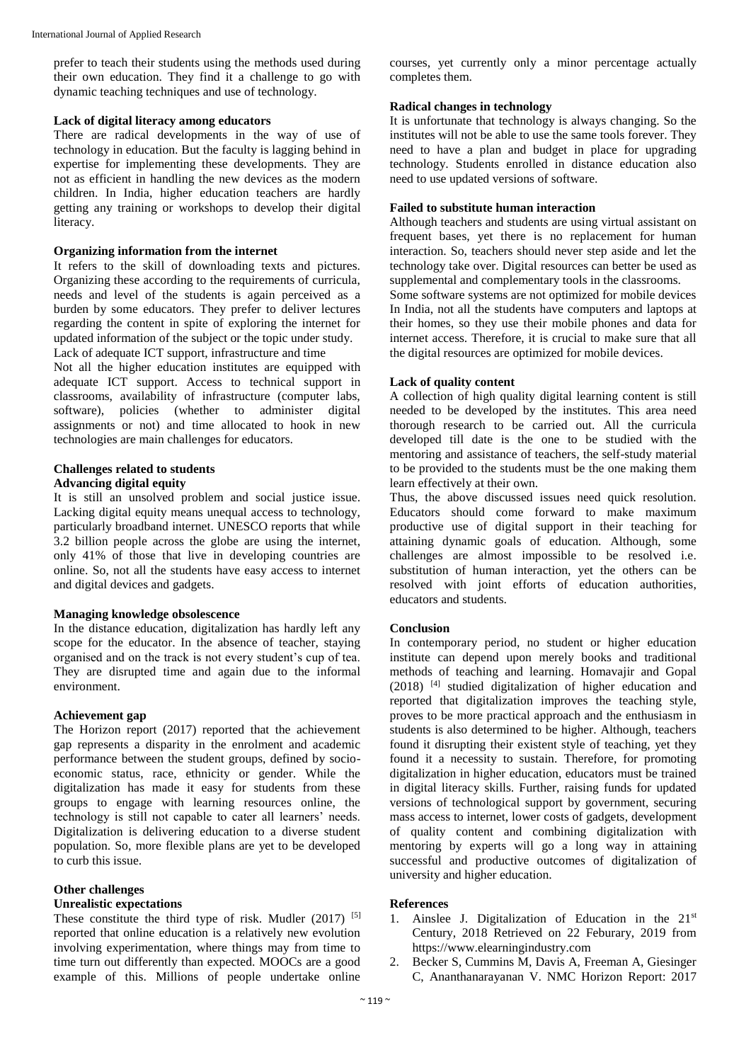prefer to teach their students using the methods used during their own education. They find it a challenge to go with dynamic teaching techniques and use of technology.

**Lack of digital literacy among educators**

There are radical developments in the way of use of technology in education. But the faculty is lagging behind in expertise for implementing these developments. They are not as efficient in handling the new devices as the modern children. In India, higher education teachers are hardly getting any training or workshops to develop their digital literacy.

**Organizing information from the internet**

It refers to the skill of downloading texts and pictures. Organizing these according to the requirements of curricula, needs and level of the students is again perceived as a burden by some educators. They prefer to deliver lectures regarding the content in spite of exploring the internet for updated information of the subject or the topic under study.

Lack of adequate ICT support, infrastructure and time

Not all the higher education institutes are equipped with adequate ICT support. Access to technical support in classrooms, availability of infrastructure (computer labs, software), policies (whether to administer digital assignments or not) and time allocated to hook in new technologies are main challenges for educators.

**Challenges related to students**

**Advancing digital equity**

It is still an unsolved problem and social justice issue. Lacking digital equity means unequal access to technology, particularly broadband internet. UNESCO reports that while 3.2 billion people across the globe are using the internet, only 41% of those that live in developing countries are online. So, not all the students have easy access to internet and digital devices and gadgets.

**Managing knowledge obsolescence**

In the distance education, digitalization has hardly left any scope for the educator. In the absence of teacher, staying organised and on the track is not every student's cup of tea. They are disrupted time and again due to the informal environment.

**Achievement gap**

The Horizon report (2017) reported that the achievement gap represents a disparity in the enrolment and academic performance between the student groups, defined by socio-economic status, race, ethnicity or gender. While the digitalization has made it easy for students from these groups to engage with learning resources online, the technology is still not capable to cater all learners' needs. Digitalization is delivering education to a diverse student population. So, more flexible plans are yet to be developed to curb this issue.

**Other challenges**

**Unrealistic expectations**

These constitute the third type of risk. Mudler (2017) [5] reported that online education is a relatively new evolution involving experimentation, where things may from time to time turn out differently than expected. MOOCs are a good example of this. Millions of people undertake online courses, yet currently only a minor percentage actually completes them.

**Radical changes in technology**

It is unfortunate that technology is always changing. So the institutes will not be able to use the same tools forever. They need to have a plan and budget in place for upgrading technology. Students enrolled in distance education also need to use updated versions of software.

**Failed to substitute human interaction**

Although teachers and students are using virtual assistant on frequent bases, yet there is no replacement for human interaction. So, teachers should never step aside and let the technology take over. Digital resources can better be used as supplemental and complementary tools in the classrooms.

Some software systems are not optimized for mobile devices In India, not all the students have computers and laptops at their homes, so they use their mobile phones and data for internet access. Therefore, it is crucial to make sure that all the digital resources are optimized for mobile devices.

**Lack of quality content**

A collection of high quality digital learning content is still needed to be developed by the institutes. This area need thorough research to be carried out. All the curricula developed till date is the one to be studied with the mentoring and assistance of teachers, the self-study material to be provided to the students must be the one making them learn effectively at their own.

Thus, the above discussed issues need quick resolution. Educators should come forward to make maximum productive use of digital support in their teaching for attaining dynamic goals of education. Although, some challenges are almost impossible to be resolved i.e. substitution of human interaction, yet the others can be resolved with joint efforts of education authorities, educators and students.

## Conclusion

In contemporary period, no student or higher education institute can depend upon merely books and traditional methods of teaching and learning. Homavajir and Gopal (2018) [4] studied digitalization of higher education and reported that digitalization improves the teaching style, proves to be more practical approach and the enthusiasm in students is also determined to be higher. Although, teachers found it disrupting their existent style of teaching, yet they found it a necessity to sustain. Therefore, for promoting digitalization in higher education, educators must be trained in digital literacy skills. Further, raising funds for updated versions of technological support by government, securing mass access to internet, lower costs of gadgets, development of quality content and combining digitalization with mentoring by experts will go a long way in attaining successful and productive outcomes of digitalization of university and higher education.

## References

1. Ainslee J. Digitalization of Education in the 21st Century, 2018 Retrieved on 22 Feburary, 2019 from https://www.elearningindustry.com
2. Becker S, Cummins M, Davis A, Freeman A, Giesinger C, Ananthanarayanan V. NMC Horizon Report: 2017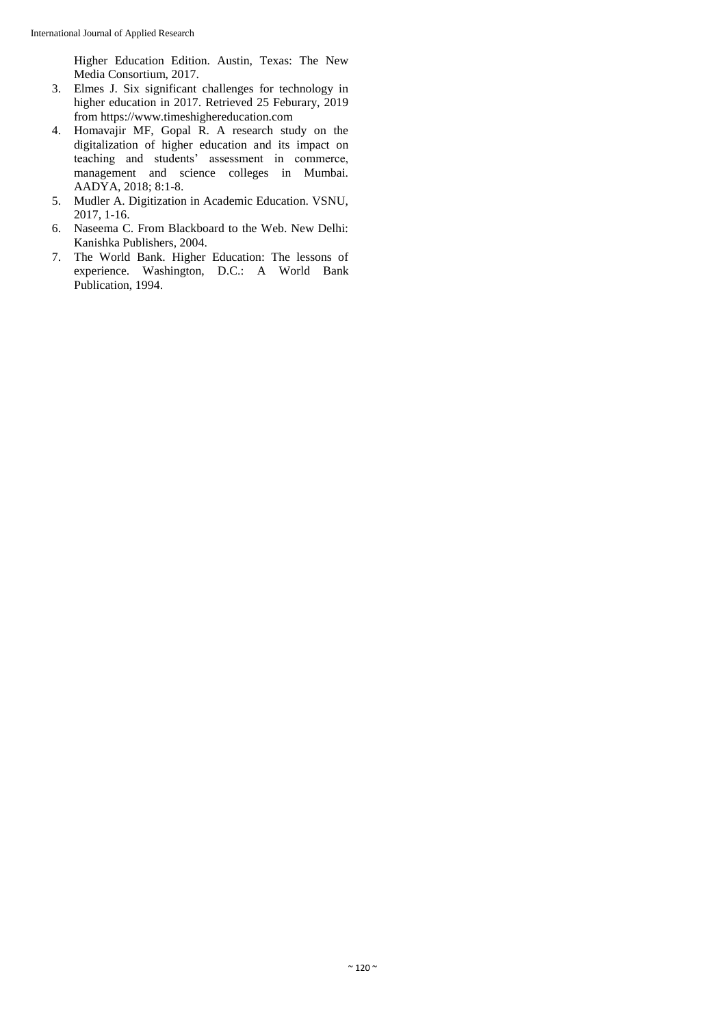Higher Education Edition. Austin, Texas: The New Media Consortium, 2017.

3. Elmes J. Six significant challenges for technology in higher education in 2017. Retrieved 25 Feburary, 2019 from https://www.timeshighereducation.com
4. Homavajir MF, Gopal R. A research study on the digitalization of higher education and its impact on teaching and students' assessment in commerce, management and science colleges in Mumbai. AADYA, 2018; 8:1-8.
5. Mudler A. Digitization in Academic Education. VSNU, 2017, 1-16.
6. Naseema C. From Blackboard to the Web. New Delhi: Kanishka Publishers, 2004.
7. The World Bank. Higher Education: The lessons of experience. Washington, D.C.: A World Bank Publication, 1994.